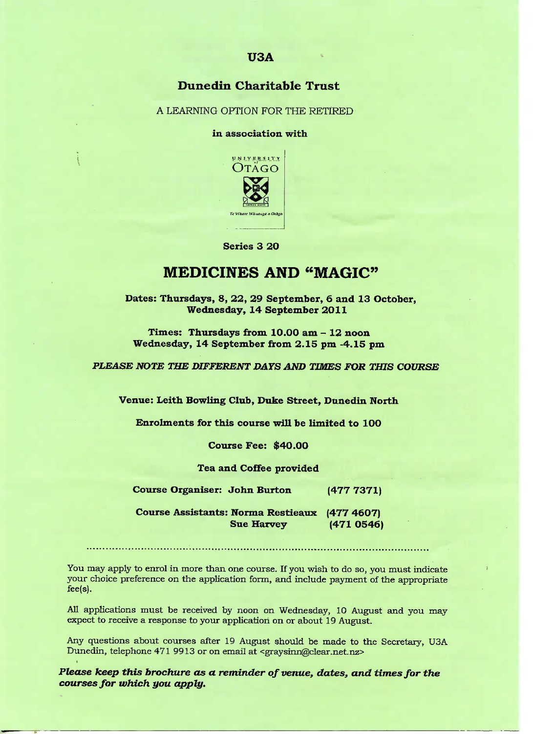**U3A**

**Dunedin Charitable Trust**

A LEARNING OPTION FOR THE RETIRED

**in association with**

UNIVERSITY of OTAGO

Te Whare Wānanga o Otāgo

**Series 3 20**

# MEDICINES AND "MAGIC"

**Dates: Thursdays, 8, 22, 29 September, 6 and 13 October, Wednesday, 14 September 2011**

**Times: Thursdays from 10.00 am – 12 noon**
**Wednesday, 14 September from 2.15 pm -4.15 pm**

***PLEASE NOTE THE DIFFERENT DAYS AND TIMES FOR THIS COURSE***

**Venue: Leith Bowling Club, Duke Street, Dunedin North**

**Enrolments for this course will be limited to 100**

**Course Fee: $40.00**

**Tea and Coffee provided**

**Course Organiser: John Burton (477 7371)**

**Course Assistants: Norma Restieaux (477 4607)**
**Sue Harvey (471 0546)**

---

You may apply to enrol in more than one course. If you wish to do so, you must indicate your choice preference on the application form, and include payment of the appropriate fee(s).

All applications must be received by noon on Wednesday, 10 August and you may expect to receive a response to your application on or about 19 August.

Any questions about courses after 19 August should be made to the Secretary, U3A Dunedin, telephone 471 9913 or on email at <graysinn@clear.net.nz>

***Please keep this brochure as a reminder of venue, dates, and times for the courses for which you apply.***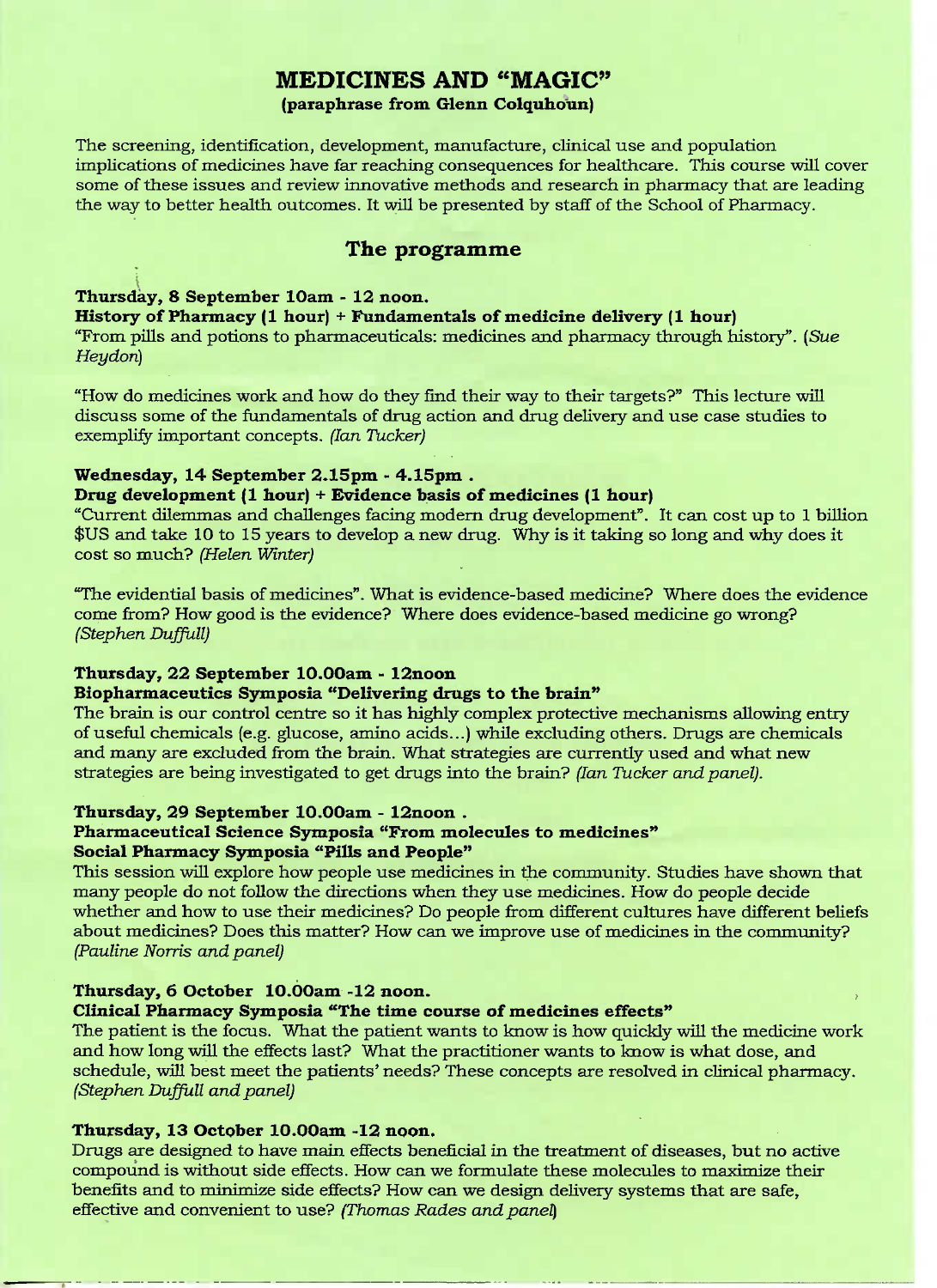# MEDICINES AND "MAGIC"

**(paraphrase from Glenn Colquhoun)**

The screening, identification, development, manufacture, clinical use and population implications of medicines have far reaching consequences for healthcare. This course will cover some of these issues and review innovative methods and research in pharmacy that are leading the way to better health outcomes. It will be presented by staff of the School of Pharmacy.

## The programme

**Thursday, 8 September 10am - 12 noon.**
**History of Pharmacy (1 hour) + Fundamentals of medicine delivery (1 hour)**
"From pills and potions to pharmaceuticals: medicines and pharmacy through history". (*Sue Heydon*)

"How do medicines work and how do they find their way to their targets?" This lecture will discuss some of the fundamentals of drug action and drug delivery and use case studies to exemplify important concepts. *(Ian Tucker)*

**Wednesday, 14 September 2.15pm - 4.15pm .**
**Drug development (1 hour) + Evidence basis of medicines (1 hour)**
"Current dilemmas and challenges facing modern drug development". It can cost up to 1 billion $US and take 10 to 15 years to develop a new drug. Why is it taking so long and why does it cost so much? *(Helen Winter)*

"The evidential basis of medicines". What is evidence-based medicine? Where does the evidence come from? How good is the evidence? Where does evidence-based medicine go wrong? *(Stephen Duffull)*

**Thursday, 22 September 10.00am - 12noon**
**Biopharmaceutics Symposia "Delivering drugs to the brain"**
The brain is our control centre so it has highly complex protective mechanisms allowing entry of useful chemicals (e.g. glucose, amino acids...) while excluding others. Drugs are chemicals and many are excluded from the brain. What strategies are currently used and what new strategies are being investigated to get drugs into the brain? *(Ian Tucker and panel).*

**Thursday, 29 September 10.00am - 12noon .**
**Pharmaceutical Science Symposia "From molecules to medicines"**
**Social Pharmacy Symposia "Pills and People"**
This session will explore how people use medicines in the community. Studies have shown that many people do not follow the directions when they use medicines. How do people decide whether and how to use their medicines? Do people from different cultures have different beliefs about medicines? Does this matter? How can we improve use of medicines in the community? *(Pauline Norris and panel)*

**Thursday, 6 October 10.00am -12 noon.**
**Clinical Pharmacy Symposia "The time course of medicines effects"**
The patient is the focus. What the patient wants to know is how quickly will the medicine work and how long will the effects last? What the practitioner wants to know is what dose, and schedule, will best meet the patients' needs? These concepts are resolved in clinical pharmacy. *(Stephen Duffull and panel)*

**Thursday, 13 October 10.00am -12 noon.**
Drugs are designed to have main effects beneficial in the treatment of diseases, but no active compound is without side effects. How can we formulate these molecules to maximize their benefits and to minimize side effects? How can we design delivery systems that are safe, effective and convenient to use? *(Thomas Rades and panel)*